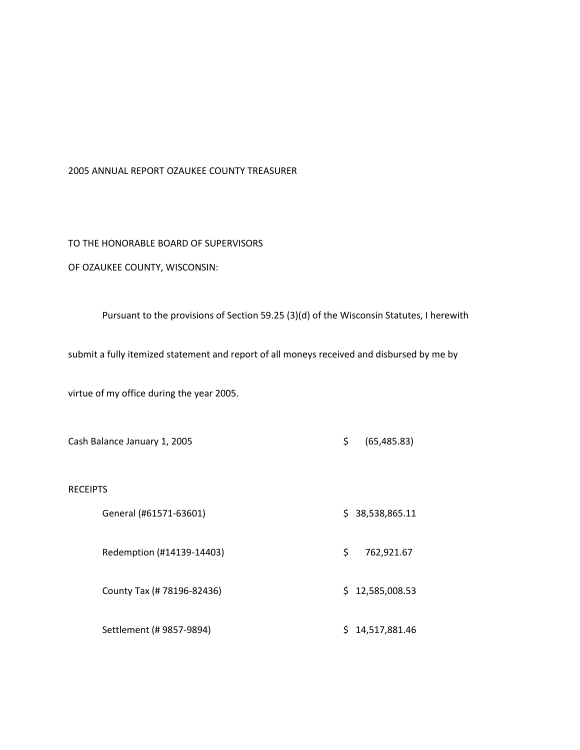# 2005 ANNUAL REPORT OZAUKEE COUNTY TREASURER

TO THE HONORABLE BOARD OF SUPERVISORS

OF OZAUKEE COUNTY, WISCONSIN:

Pursuant to the provisions of Section 59.25 (3)(d) of the Wisconsin Statutes, I herewith submit a fully itemized statement and report of all moneys received and disbursed by me by virtue of my office during the year 2005.

| | | |
|---|---|---|
| Cash Balance January 1, 2005 | $ | (65,485.83) |
| **RECEIPTS** | | |
| General (#61571-63601) | $ | 38,538,865.11 |
| Redemption (#14139-14403) | $ | 762,921.67 |
| County Tax (# 78196-82436) | $ | 12,585,008.53 |
| Settlement (# 9857-9894) | $ | 14,517,881.46 |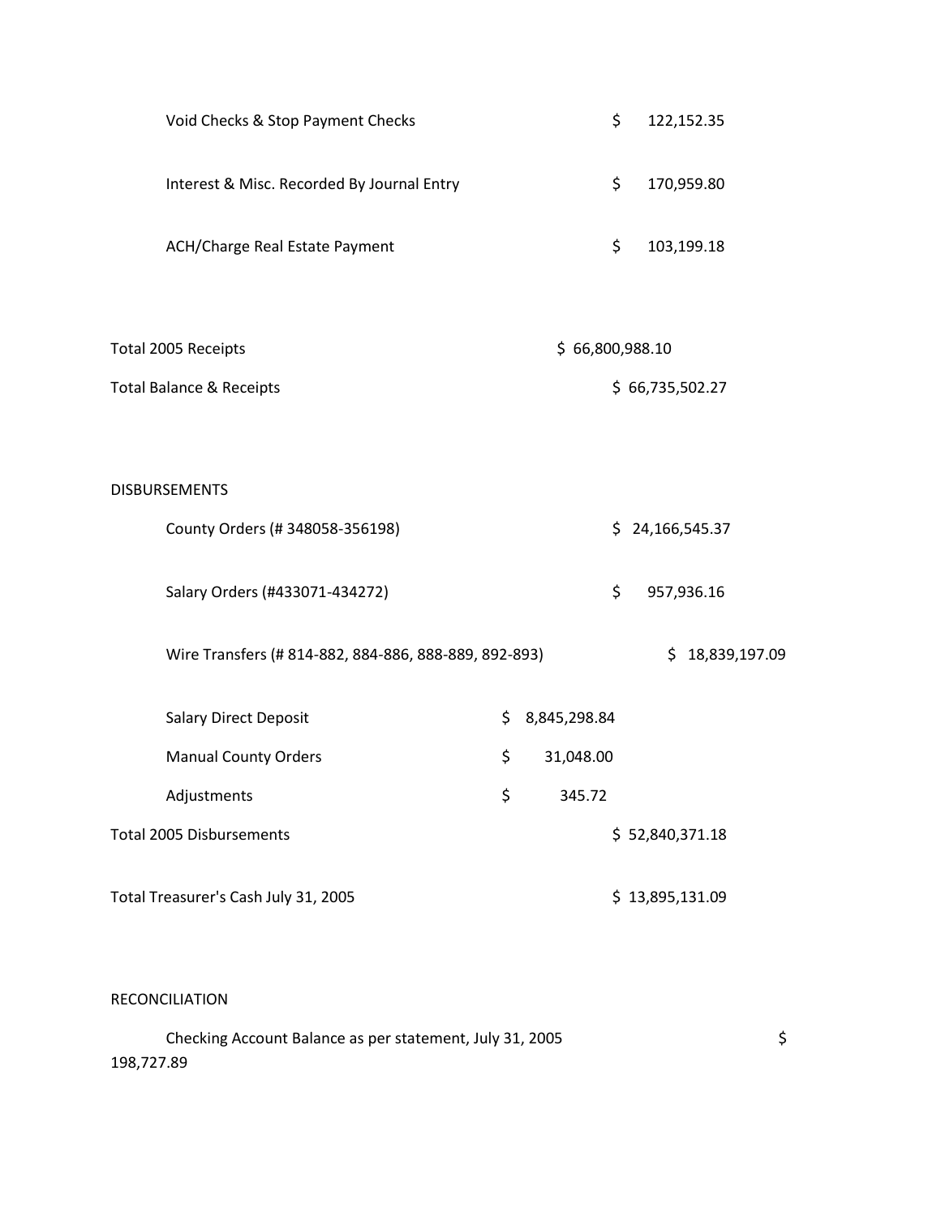| | | |
|---|---|---|
| Void Checks & Stop Payment Checks | | $ 122,152.35 |
| Interest & Misc. Recorded By Journal Entry | | $ 170,959.80 |
| ACH/Charge Real Estate Payment | | $ 103,199.18 |
| | | |
| Total 2005 Receipts | $ 66,800,988.10 | |
| Total Balance & Receipts | | $ 66,735,502.27 |

DISBURSEMENTS

| | | |
|---|---|---|
| County Orders (# 348058-356198) | | $ 24,166,545.37 |
| Salary Orders (#433071-434272) | | $ 957,936.16 |
| Wire Transfers (# 814-882, 884-886, 888-889, 892-893) | | $ 18,839,197.09 |
| Salary Direct Deposit | $ 8,845,298.84 | |
| Manual County Orders | $ 31,048.00 | |
| Adjustments | $ 345.72 | |
| Total 2005 Disbursements | | $ 52,840,371.18 |
| | | |
| Total Treasurer's Cash July 31, 2005 | | $ 13,895,131.09 |

RECONCILIATION

Checking Account Balance as per statement, July 31, 2005 $ 198,727.89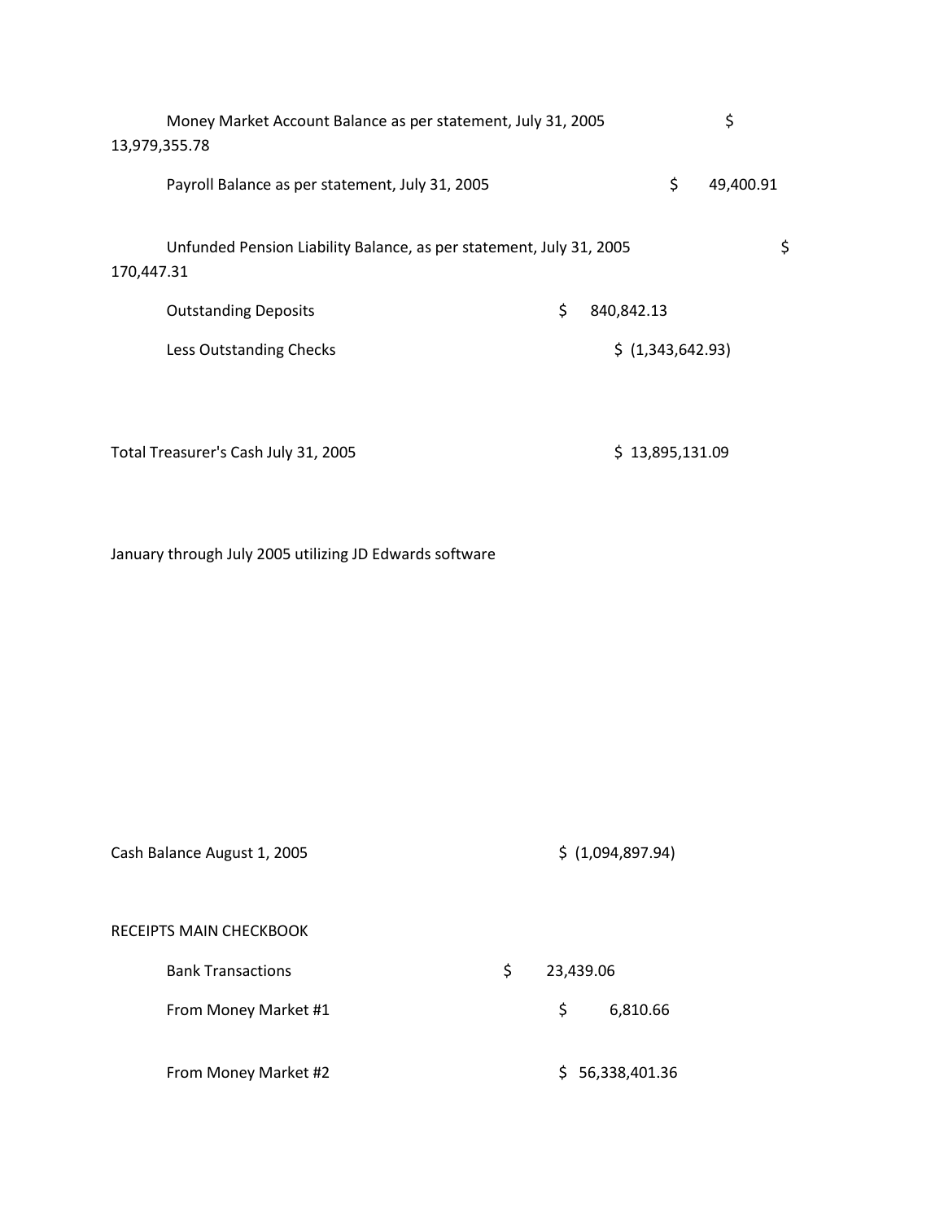| | | |
|---|---|---|
| Money Market Account Balance as per statement, July 31, 2005 | | $ 13,979,355.78 |
| Payroll Balance as per statement, July 31, 2005 | | $ 49,400.91 |
| Unfunded Pension Liability Balance, as per statement, July 31, 2005 | | $ 170,447.31 |
| Outstanding Deposits | $ 840,842.13 | |
| Less Outstanding Checks | | $ (1,343,642.93) |
| | | |
| Total Treasurer's Cash July 31, 2005 | | $ 13,895,131.09 |

January through July 2005 utilizing JD Edwards software

| | | |
|---|---|---|
| Cash Balance August 1, 2005 | | $ (1,094,897.94) |

RECEIPTS MAIN CHECKBOOK

| | | |
|---|---|---|
| Bank Transactions | $ 23,439.06 | |
| From Money Market #1 | | $ 6,810.66 |
| From Money Market #2 | | $ 56,338,401.36 |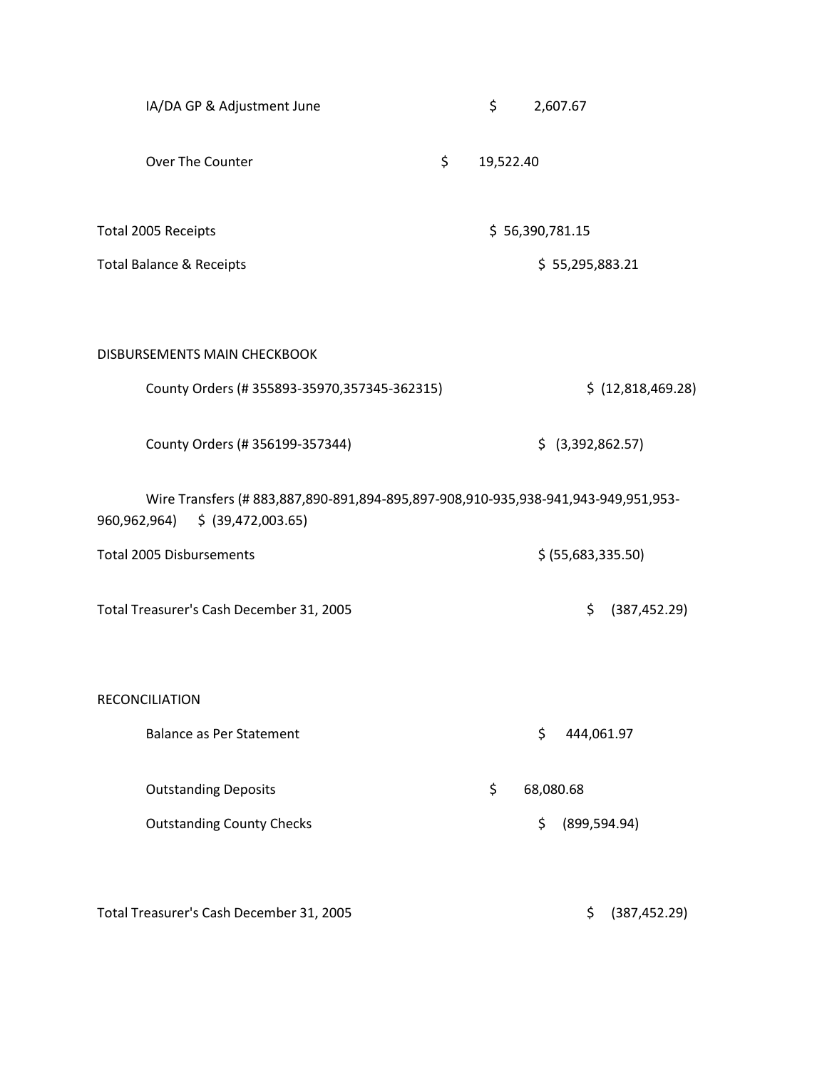IA/DA GP & Adjustment June $ 2,607.67

Over The Counter $ 19,522.40

Total 2005 Receipts $ 56,390,781.15

Total Balance & Receipts $ 55,295,883.21

DISBURSEMENTS MAIN CHECKBOOK

County Orders (# 355893-35970,357345-362315) $ (12,818,469.28)

County Orders (# 356199-357344) $ (3,392,862.57)

Wire Transfers (# 883,887,890-891,894-895,897-908,910-935,938-941,943-949,951,953-960,962,964) $ (39,472,003.65)

Total 2005 Disbursements $ (55,683,335.50)

Total Treasurer's Cash December 31, 2005 $ (387,452.29)

RECONCILIATION

Balance as Per Statement $ 444,061.97

Outstanding Deposits $ 68,080.68

Outstanding County Checks $ (899,594.94)

Total Treasurer's Cash December 31, 2005 $ (387,452.29)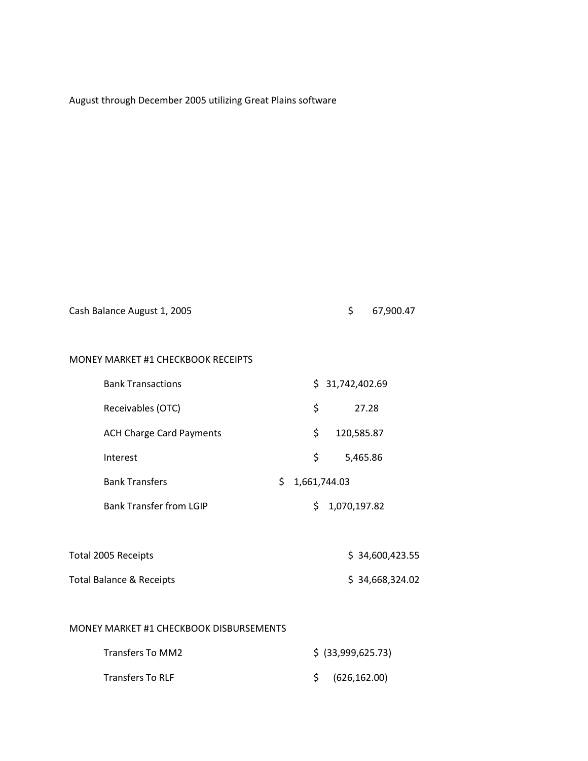August through December 2005 utilizing Great Plains software

| | | | |
|---|---|---|---|
| Cash Balance August 1, 2005 | | | $ 67,900.47 |
| | | | |
| MONEY MARKET #1 CHECKBOOK RECEIPTS | | | |
| Bank Transactions | | $ 31,742,402.69 | |
| Receivables (OTC) | | $ 27.28 | |
| ACH Charge Card Payments | | $ 120,585.87 | |
| Interest | | $ 5,465.86 | |
| Bank Transfers | $ 1,661,744.03 | | |
| Bank Transfer from LGIP | | $ 1,070,197.82 | |
| | | | |
| Total 2005 Receipts | | | $ 34,600,423.55 |
| Total Balance & Receipts | | | $ 34,668,324.02 |
| | | | |
| MONEY MARKET #1 CHECKBOOK DISBURSEMENTS | | | |
| Transfers To MM2 | | $ (33,999,625.73) | |
| Transfers To RLF | | $ (626,162.00) | |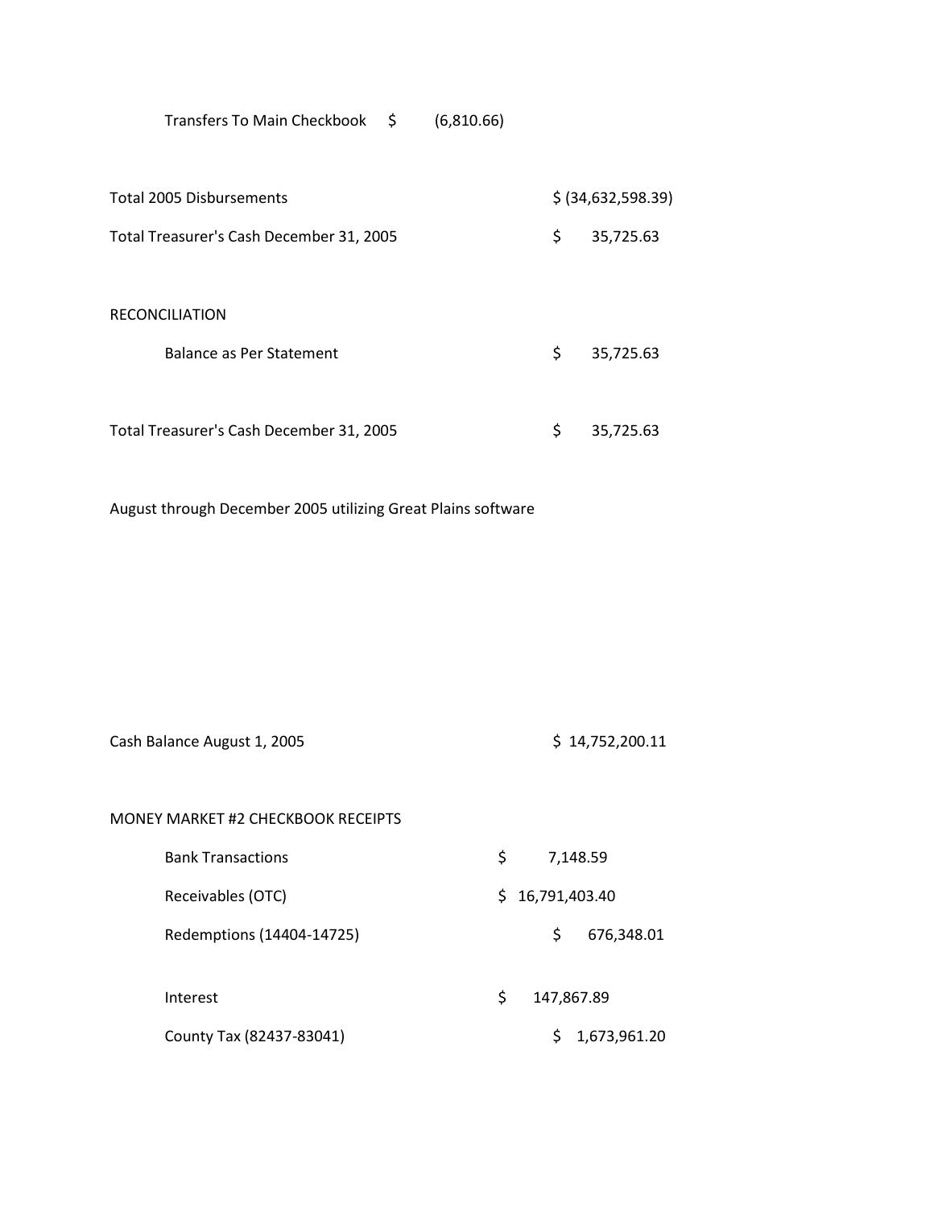| | | |
|---|---|---|
| Transfers To Main Checkbook | $ (6,810.66) | |
| | | |
| Total 2005 Disbursements | | $ (34,632,598.39) |
| Total Treasurer's Cash December 31, 2005 | | $ 35,725.63 |
| | | |
| RECONCILIATION | | |
| Balance as Per Statement | | $ 35,725.63 |
| | | |
| Total Treasurer's Cash December 31, 2005 | | $ 35,725.63 |

August through December 2005 utilizing Great Plains software

| | | |
|---|---|---|
| Cash Balance August 1, 2005 | | $ 14,752,200.11 |
| | | |
| MONEY MARKET #2 CHECKBOOK RECEIPTS | | |
| Bank Transactions | $ 7,148.59 | |
| Receivables (OTC) | $ 16,791,403.40 | |
| Redemptions (14404-14725) | $ 676,348.01 | |
| | | |
| Interest | $ 147,867.89 | |
| County Tax (82437-83041) | $ 1,673,961.20 | |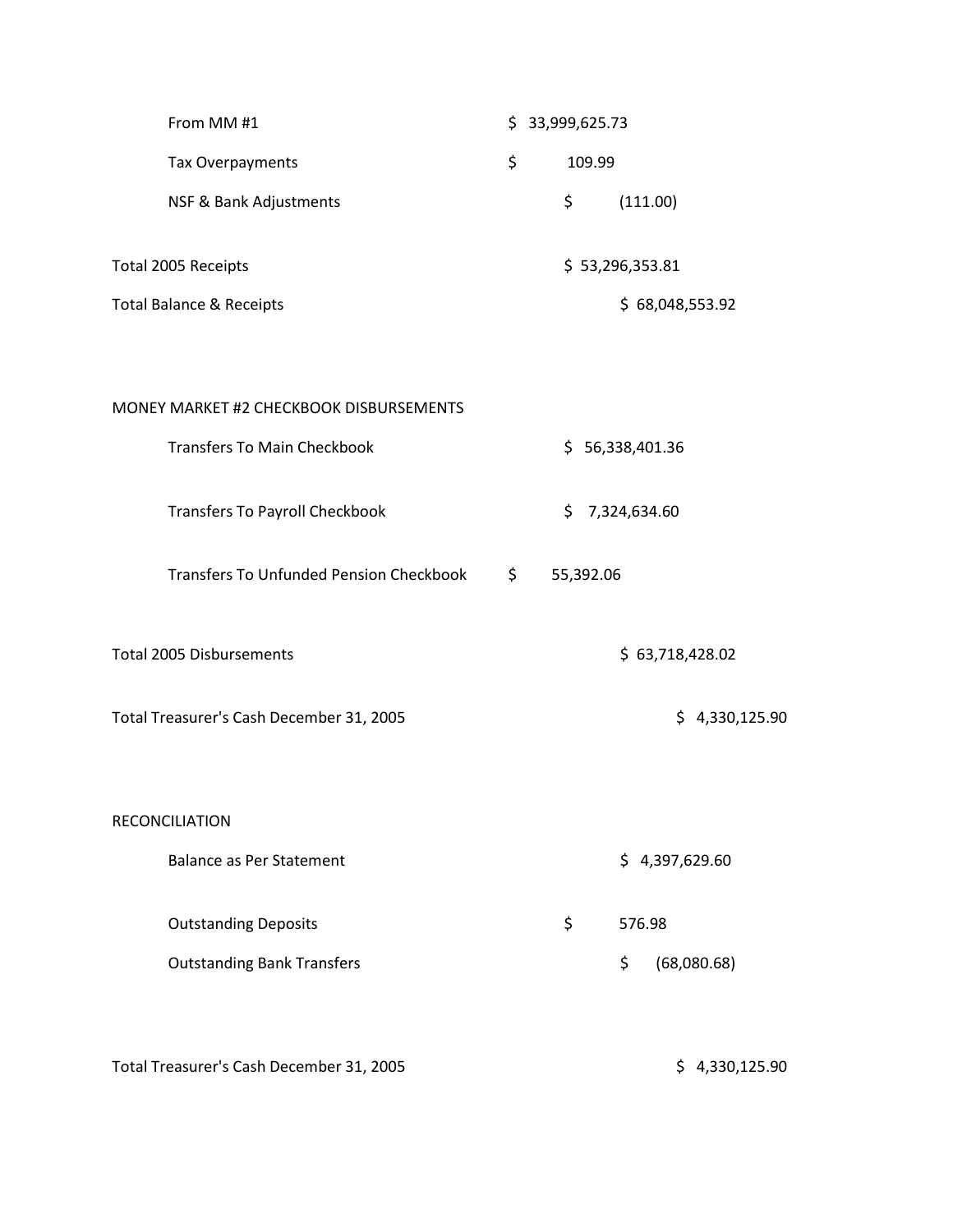| | | | |
|---|---|---|---|
| From MM #1 | $ 33,999,625.73 | | |
| Tax Overpayments | $ 109.99 | | |
| NSF & Bank Adjustments | | $ (111.00) | |
| Total 2005 Receipts | | $ 53,296,353.81 | |
| Total Balance & Receipts | | | $ 68,048,553.92 |

MONEY MARKET #2 CHECKBOOK DISBURSEMENTS

| | | | | |
|---|---|---|---|---|
| Transfers To Main Checkbook | | $ 56,338,401.36 | | |
| Transfers To Payroll Checkbook | | $ 7,324,634.60 | | |
| Transfers To Unfunded Pension Checkbook | $ 55,392.06 | | | |
| Total 2005 Disbursements | | | $ 63,718,428.02 | |
| Total Treasurer's Cash December 31, 2005 | | | | $ 4,330,125.90 |

RECONCILIATION

| | | | | |
|---|---|---|---|---|
| Balance as Per Statement | | | $ 4,397,629.60 | |
| Outstanding Deposits | | $ 576.98 | | |
| Outstanding Bank Transfers | | | $ (68,080.68) | |
| Total Treasurer's Cash December 31, 2005 | | | | $ 4,330,125.90 |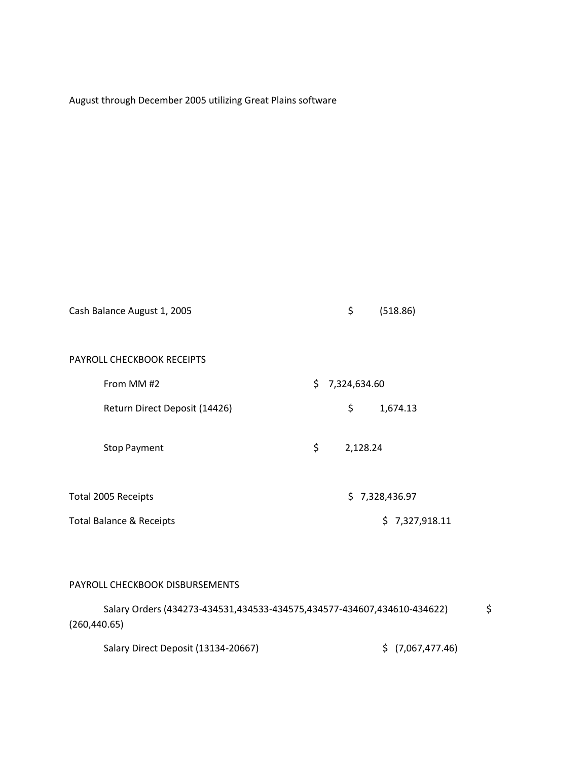August through December 2005 utilizing Great Plains software

| | | | |
|---|---|---|---|
| Cash Balance August 1, 2005 | | $ (518.86) | |
| | | | |
| PAYROLL CHECKBOOK RECEIPTS | | | |
| From MM #2 | $ 7,324,634.60 | | |
| Return Direct Deposit (14426) | | $ 1,674.13 | |
| Stop Payment | $ 2,128.24 | | |
| | | | |
| Total 2005 Receipts | | $ 7,328,436.97 | |
| Total Balance & Receipts | | | $ 7,327,918.11 |

PAYROLL CHECKBOOK DISBURSEMENTS

Salary Orders (434273-434531,434533-434575,434577-434607,434610-434622) $ (260,440.65)

Salary Direct Deposit (13134-20667) $ (7,067,477.46)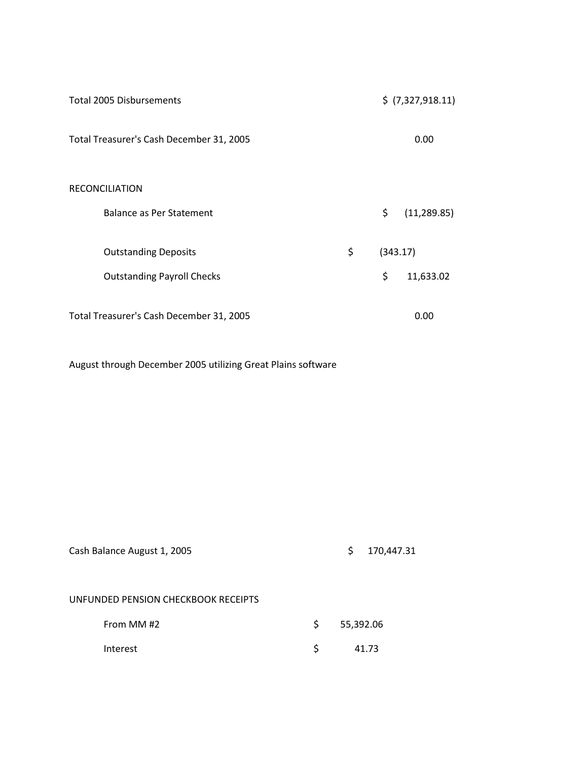| | | |
|---|---|---|
| Total 2005 Disbursements | | $ (7,327,918.11) |
| Total Treasurer's Cash December 31, 2005 | | 0.00 |

RECONCILIATION

| | | |
|---|---|---|
| Balance as Per Statement | | $ (11,289.85) |
| Outstanding Deposits | $ (343.17) | |
| Outstanding Payroll Checks | | $ 11,633.02 |
| Total Treasurer's Cash December 31, 2005 | | 0.00 |

August through December 2005 utilizing Great Plains software

| | |
|---|---|
| Cash Balance August 1, 2005 | $ 170,447.31 |

UNFUNDED PENSION CHECKBOOK RECEIPTS

| | |
|---|---|
| From MM #2 | $ 55,392.06 |
| Interest | $ 41.73 |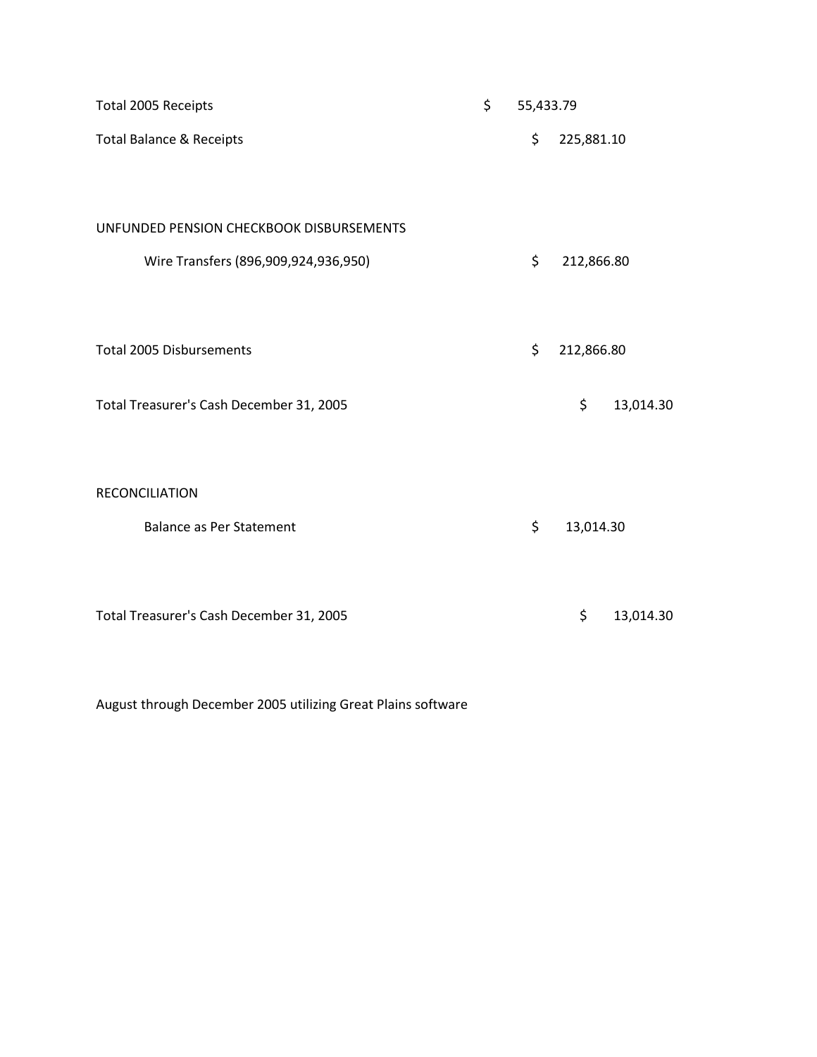| | | | |
|---|---|---|---|
| Total 2005 Receipts | $ 55,433.79 | | |
| Total Balance & Receipts | | $ 225,881.10 | |
| | | | |
| UNFUNDED PENSION CHECKBOOK DISBURSEMENTS | | | |
| Wire Transfers (896,909,924,936,950) | | $ 212,866.80 | |
| | | | |
| Total 2005 Disbursements | | $ 212,866.80 | |
| | | | |
| Total Treasurer's Cash December 31, 2005 | | | $ 13,014.30 |
| | | | |
| RECONCILIATION | | | |
| Balance as Per Statement | | $ 13,014.30 | |
| | | | |
| Total Treasurer's Cash December 31, 2005 | | | $ 13,014.30 |

August through December 2005 utilizing Great Plains software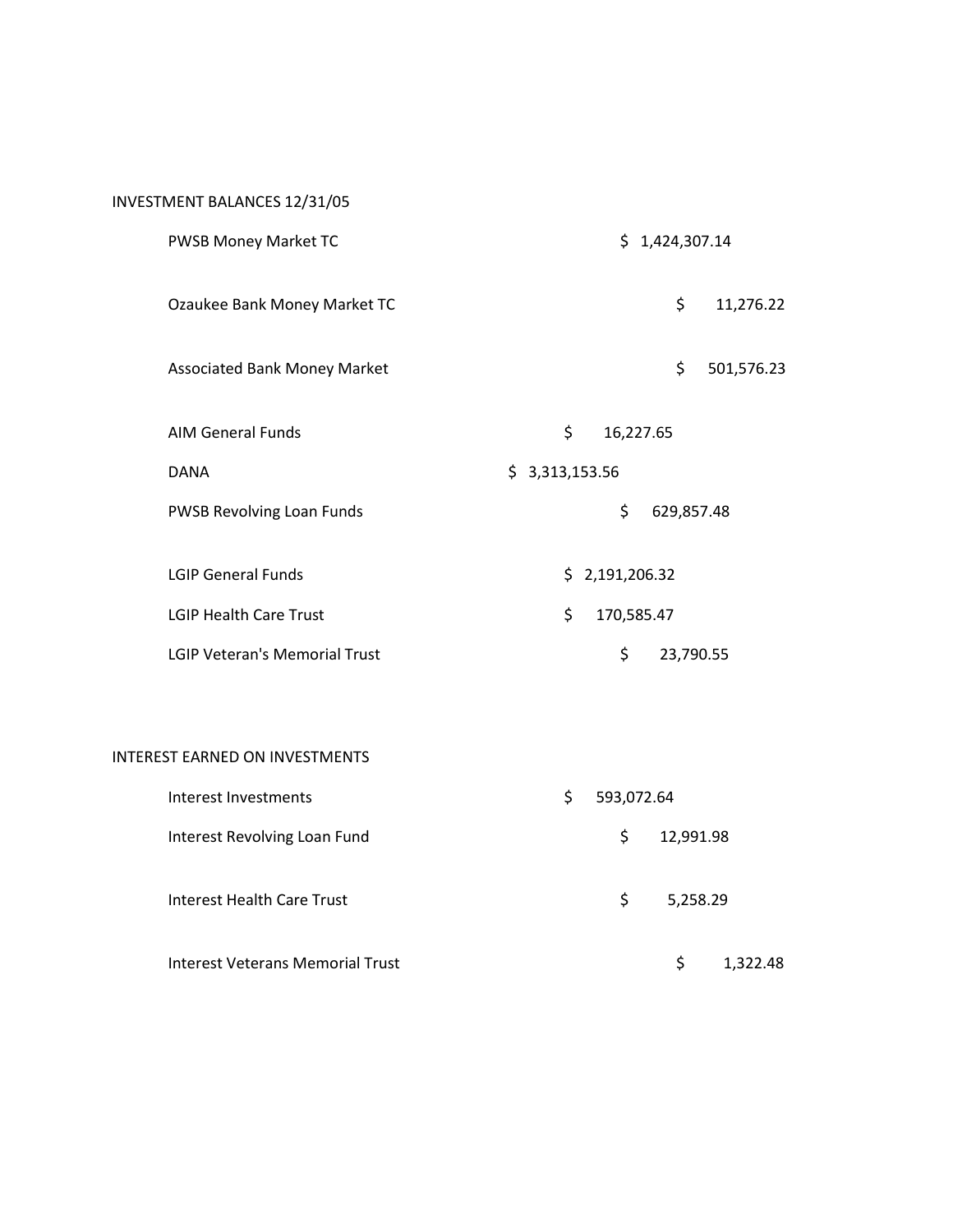## INVESTMENT BALANCES 12/31/05

| | |
|---|---|
| PWSB Money Market TC | $ 1,424,307.14 |
| Ozaukee Bank Money Market TC | $ 11,276.22 |
| Associated Bank Money Market | $ 501,576.23 |
| AIM General Funds | $ 16,227.65 |
| DANA | $ 3,313,153.56 |
| PWSB Revolving Loan Funds | $ 629,857.48 |
| LGIP General Funds | $ 2,191,206.32 |
| LGIP Health Care Trust | $ 170,585.47 |
| LGIP Veteran's Memorial Trust | $ 23,790.55 |

## INTEREST EARNED ON INVESTMENTS

| | |
|---|---|
| Interest Investments | $ 593,072.64 |
| Interest Revolving Loan Fund | $ 12,991.98 |
| Interest Health Care Trust | $ 5,258.29 |
| Interest Veterans Memorial Trust | $ 1,322.48 |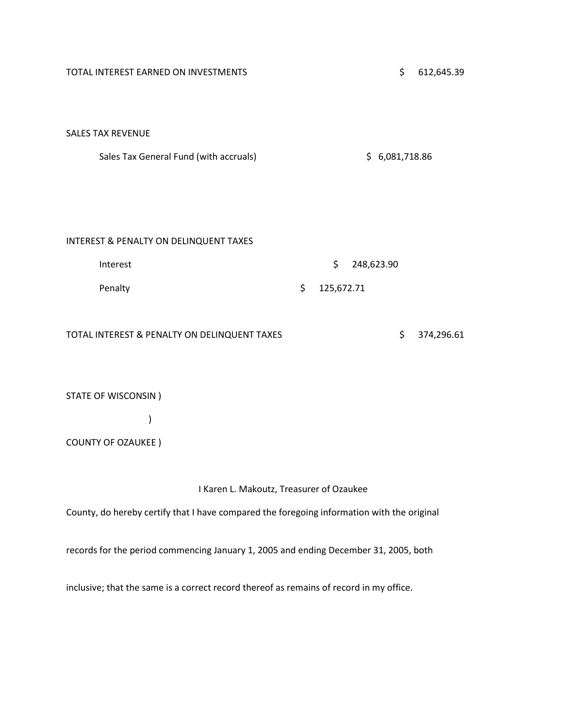| | | |
|---|---|---|
| TOTAL INTEREST EARNED ON INVESTMENTS | | $ 612,645.39 |

SALES TAX REVENUE

| | | |
|---|---|---|
| Sales Tax General Fund (with accruals) | $ 6,081,718.86 | |

INTEREST & PENALTY ON DELINQUENT TAXES

| | | |
|---|---|---|
| Interest | $ 248,623.90 | |
| Penalty | $ 125,672.71 | |
| TOTAL INTEREST & PENALTY ON DELINQUENT TAXES | | $ 374,296.61 |

STATE OF WISCONSIN )

)

COUNTY OF OZAUKEE )

I Karen L. Makoutz, Treasurer of Ozaukee County, do hereby certify that I have compared the foregoing information with the original records for the period commencing January 1, 2005 and ending December 31, 2005, both inclusive; that the same is a correct record thereof as remains of record in my office.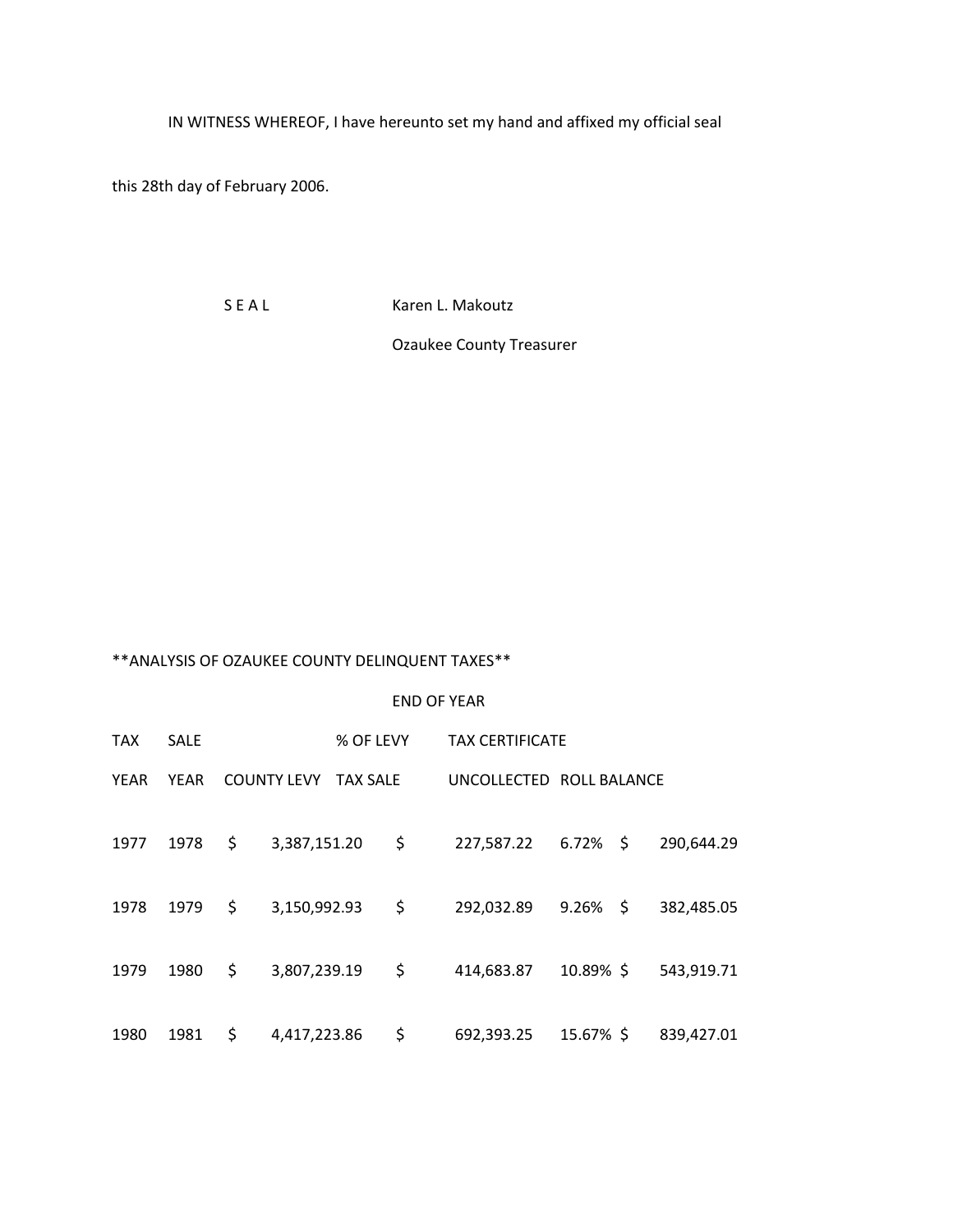IN WITNESS WHEREOF, I have hereunto set my hand and affixed my official seal this 28th day of February 2006.

S E A L Karen L. Makoutz

Ozaukee County Treasurer

**ANALYSIS OF OZAUKEE COUNTY DELINQUENT TAXES**

| TAX YEAR | SALE YEAR | COUNTY LEVY | TAX CERTIFICATE TAX SALE | % OF LEVY UNCOLLECTED | END OF YEAR ROLL BALANCE |
|---|---|---|---|---|---|
| 1977 | 1978 | $ 3,387,151.20 | $ 227,587.22 | 6.72% | $ 290,644.29 |
| 1978 | 1979 | $ 3,150,992.93 | $ 292,032.89 | 9.26% | $ 382,485.05 |
| 1979 | 1980 | $ 3,807,239.19 | $ 414,683.87 | 10.89% | $ 543,919.71 |
| 1980 | 1981 | $ 4,417,223.86 | $ 692,393.25 | 15.67% | $ 839,427.01 |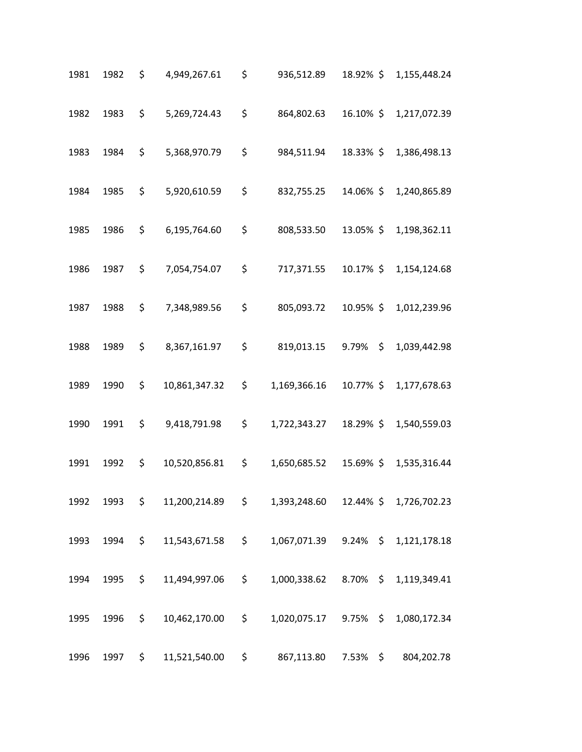| | | | | | | | | |
|---|---|---|---|---|---|---|---|---|
| 1981 | 1982 | $ | 4,949,267.61 | $ | 936,512.89 | 18.92% | $ | 1,155,448.24 |
| 1982 | 1983 | $ | 5,269,724.43 | $ | 864,802.63 | 16.10% | $ | 1,217,072.39 |
| 1983 | 1984 | $ | 5,368,970.79 | $ | 984,511.94 | 18.33% | $ | 1,386,498.13 |
| 1984 | 1985 | $ | 5,920,610.59 | $ | 832,755.25 | 14.06% | $ | 1,240,865.89 |
| 1985 | 1986 | $ | 6,195,764.60 | $ | 808,533.50 | 13.05% | $ | 1,198,362.11 |
| 1986 | 1987 | $ | 7,054,754.07 | $ | 717,371.55 | 10.17% | $ | 1,154,124.68 |
| 1987 | 1988 | $ | 7,348,989.56 | $ | 805,093.72 | 10.95% | $ | 1,012,239.96 |
| 1988 | 1989 | $ | 8,367,161.97 | $ | 819,013.15 | 9.79% | $ | 1,039,442.98 |
| 1989 | 1990 | $ | 10,861,347.32 | $ | 1,169,366.16 | 10.77% | $ | 1,177,678.63 |
| 1990 | 1991 | $ | 9,418,791.98 | $ | 1,722,343.27 | 18.29% | $ | 1,540,559.03 |
| 1991 | 1992 | $ | 10,520,856.81 | $ | 1,650,685.52 | 15.69% | $ | 1,535,316.44 |
| 1992 | 1993 | $ | 11,200,214.89 | $ | 1,393,248.60 | 12.44% | $ | 1,726,702.23 |
| 1993 | 1994 | $ | 11,543,671.58 | $ | 1,067,071.39 | 9.24% | $ | 1,121,178.18 |
| 1994 | 1995 | $ | 11,494,997.06 | $ | 1,000,338.62 | 8.70% | $ | 1,119,349.41 |
| 1995 | 1996 | $ | 10,462,170.00 | $ | 1,020,075.17 | 9.75% | $ | 1,080,172.34 |
| 1996 | 1997 | $ | 11,521,540.00 | $ | 867,113.80 | 7.53% | $ | 804,202.78 |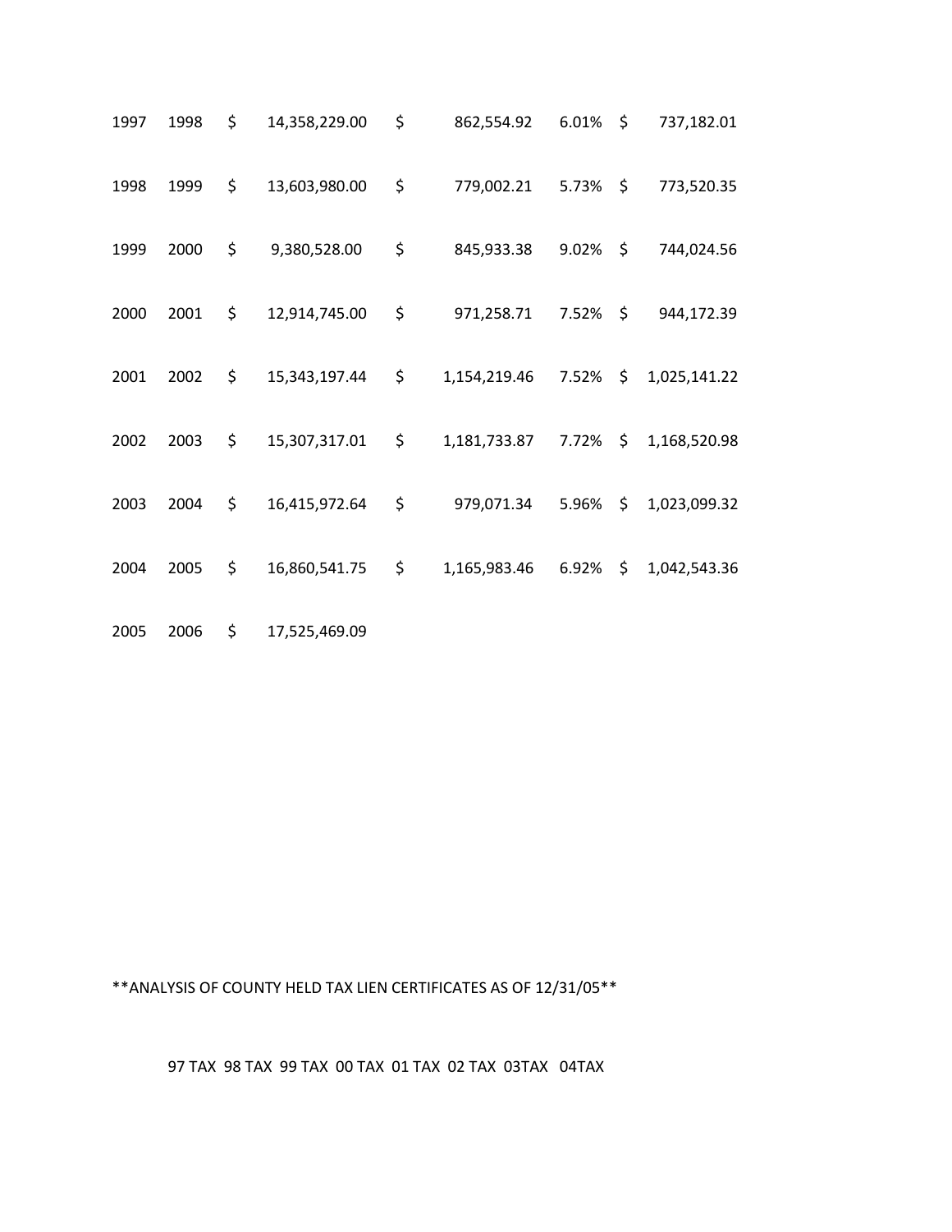| | | | | |
|---|---|---|---|---|
| 1997 | 1998 | $ 14,358,229.00 | $ 862,554.92 | 6.01% | $ 737,182.01 |
| 1998 | 1999 | $ 13,603,980.00 | $ 779,002.21 | 5.73% | $ 773,520.35 |
| 1999 | 2000 | $ 9,380,528.00 | $ 845,933.38 | 9.02% | $ 744,024.56 |
| 2000 | 2001 | $ 12,914,745.00 | $ 971,258.71 | 7.52% | $ 944,172.39 |
| 2001 | 2002 | $ 15,343,197.44 | $ 1,154,219.46 | 7.52% | $ 1,025,141.22 |
| 2002 | 2003 | $ 15,307,317.01 | $ 1,181,733.87 | 7.72% | $ 1,168,520.98 |
| 2003 | 2004 | $ 16,415,972.64 | $ 979,071.34 | 5.96% | $ 1,023,099.32 |
| 2004 | 2005 | $ 16,860,541.75 | $ 1,165,983.46 | 6.92% | $ 1,042,543.36 |
| 2005 | 2006 | $ 17,525,469.09 | | | |

**ANALYSIS OF COUNTY HELD TAX LIEN CERTIFICATES AS OF 12/31/05**

97 TAX 98 TAX 99 TAX 00 TAX 01 TAX 02 TAX 03TAX 04TAX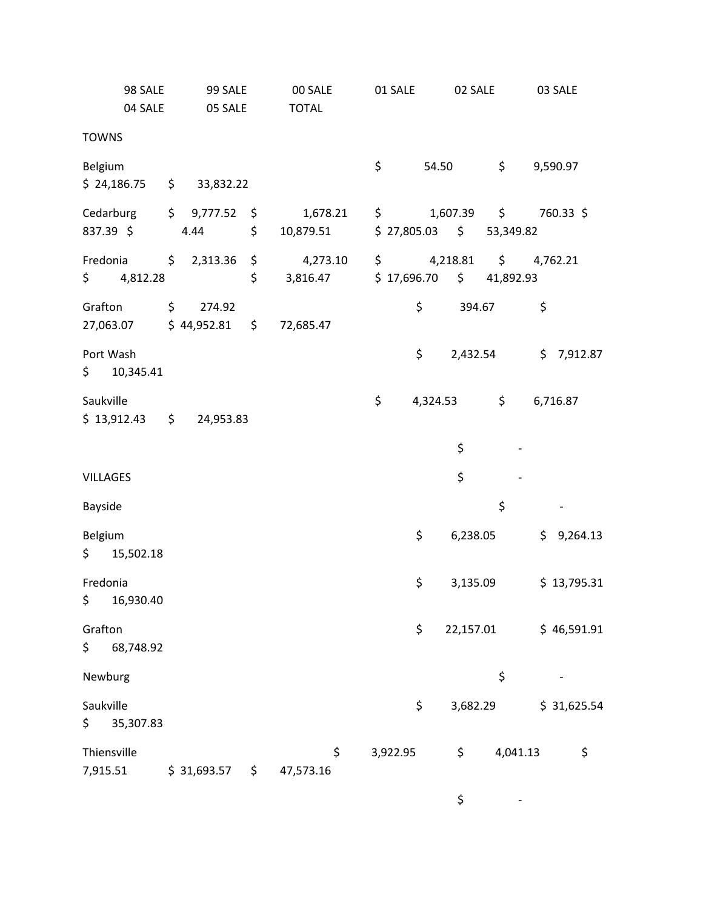| | 98 SALE | 99 SALE | 00 SALE | 01 SALE | 02 SALE | 03 SALE | 04 SALE | 05 SALE | TOTAL |
|---|---|---|---|---|---|---|---|---|---|
| **TOWNS** | | | | | | | | | |
| Belgium | | | | | | $ 54.50 | $ 9,590.97 | $ 24,186.75 | $ 33,832.22 |
| Cedarburg | $ 9,777.52 | $ 1,678.21 | $ 1,607.39 | $ 760.33 | $ 837.39 | $ 4.44 | $ 10,879.51 | $ 27,805.03 | $ 53,349.82 |
| Fredonia | $ 2,313.36 | $ 4,273.10 | $ 4,218.81 | $ 4,762.21 | $ 4,812.28 | | $ 3,816.47 | $ 17,696.70 | $ 41,892.93 |
| Grafton | $ 274.92 | | | | | $ 394.67 | $ 27,063.07 | $ 44,952.81 | $ 72,685.47 |
| Port Wash | | | | | | | $ 2,432.54 | $ 7,912.87 | $ 10,345.41 |
| Saukville | | | | | | $ 4,324.53 | $ 6,716.87 | $ 13,912.43 | $ 24,953.83 |
| | | | | | | | | | $ - |
| **VILLAGES** | | | | | | | | | $ - |
| Bayside | | | | | | | | | $ - |
| Belgium | | | | | | | $ 6,238.05 | $ 9,264.13 | $ 15,502.18 |
| Fredonia | | | | | | | $ 3,135.09 | $ 13,795.31 | $ 16,930.40 |
| Grafton | | | | | | | $ 22,157.01 | $ 46,591.91 | $ 68,748.92 |
| Newburg | | | | | | | | | $ - |
| Saukville | | | | | | | $ 3,682.29 | $ 31,625.54 | $ 35,307.83 |
| Thiensville | | | | | $ 3,922.95 | $ 4,041.13 | $ 7,915.51 | $ 31,693.57 | $ 47,573.16 |
| | | | | | | | | | $ - |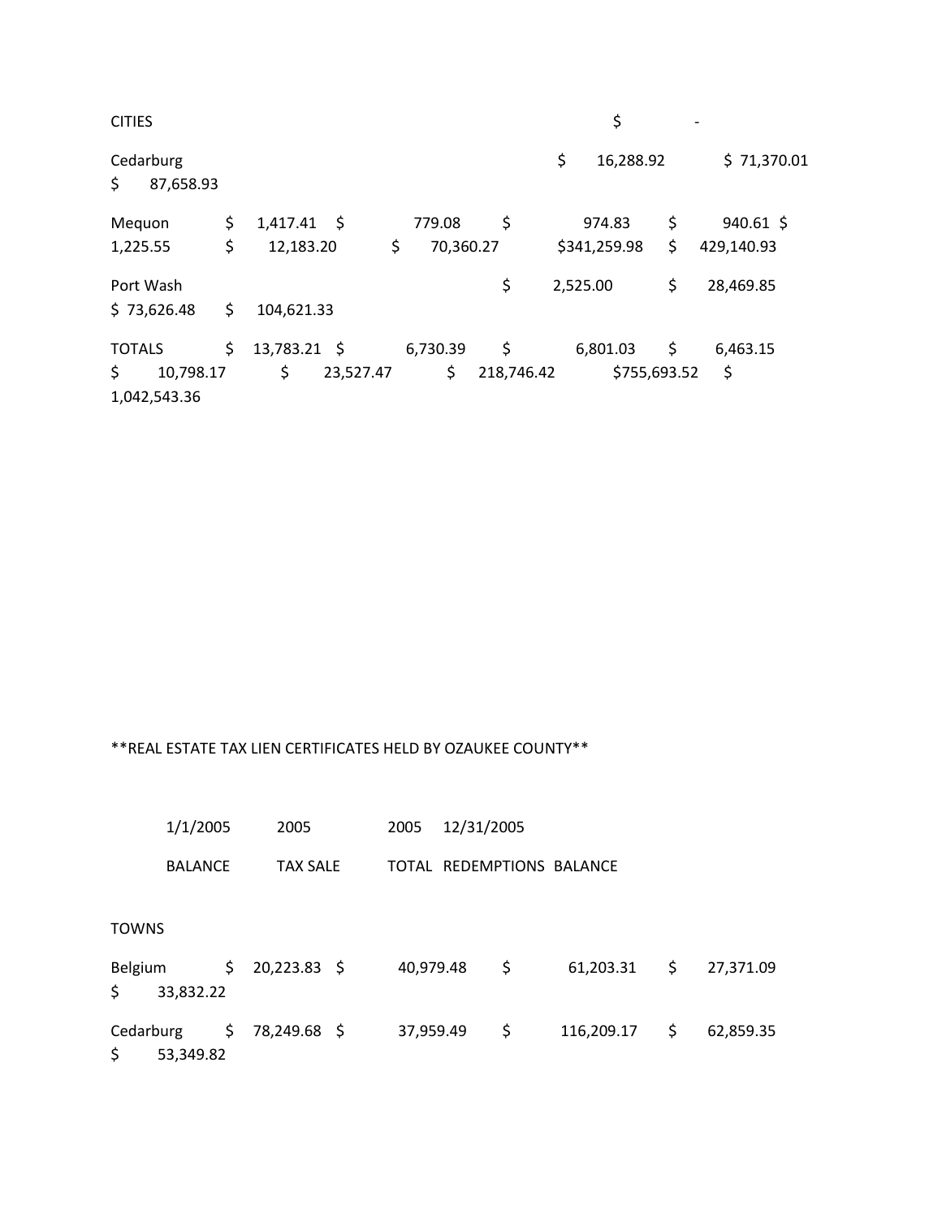CITIES $ -

Cedarburg $ 16,288.92 $ 71,370.01 $ 87,658.93

Mequon $ 1,417.41 $ 779.08 $ 974.83 $ 940.61 $ 1,225.55 $ 12,183.20 $ 70,360.27 $341,259.98 $ 429,140.93

Port Wash $ 2,525.00 $ 28,469.85 $ 73,626.48 $ 104,621.33

TOTALS $ 13,783.21 $ 6,730.39 $ 6,801.03 $ 6,463.15 $ 10,798.17 $ 23,527.47 $ 218,746.42 $755,693.52 $ 1,042,543.36

**REAL ESTATE TAX LIEN CERTIFICATES HELD BY OZAUKEE COUNTY**

| | 1/1/2005 BALANCE | 2005 TAX SALE | 2005 TOTAL | REDEMPTIONS | 12/31/2005 BALANCE |
|---|---|---|---|---|---|
| TOWNS | | | | | |
| Belgium | $ 20,223.83 | $ 40,979.48 | $ 61,203.31 | $ 27,371.09 | $ 33,832.22 |
| Cedarburg | $ 78,249.68 | $ 37,959.49 | $ 116,209.17 | $ 62,859.35 | $ 53,349.82 |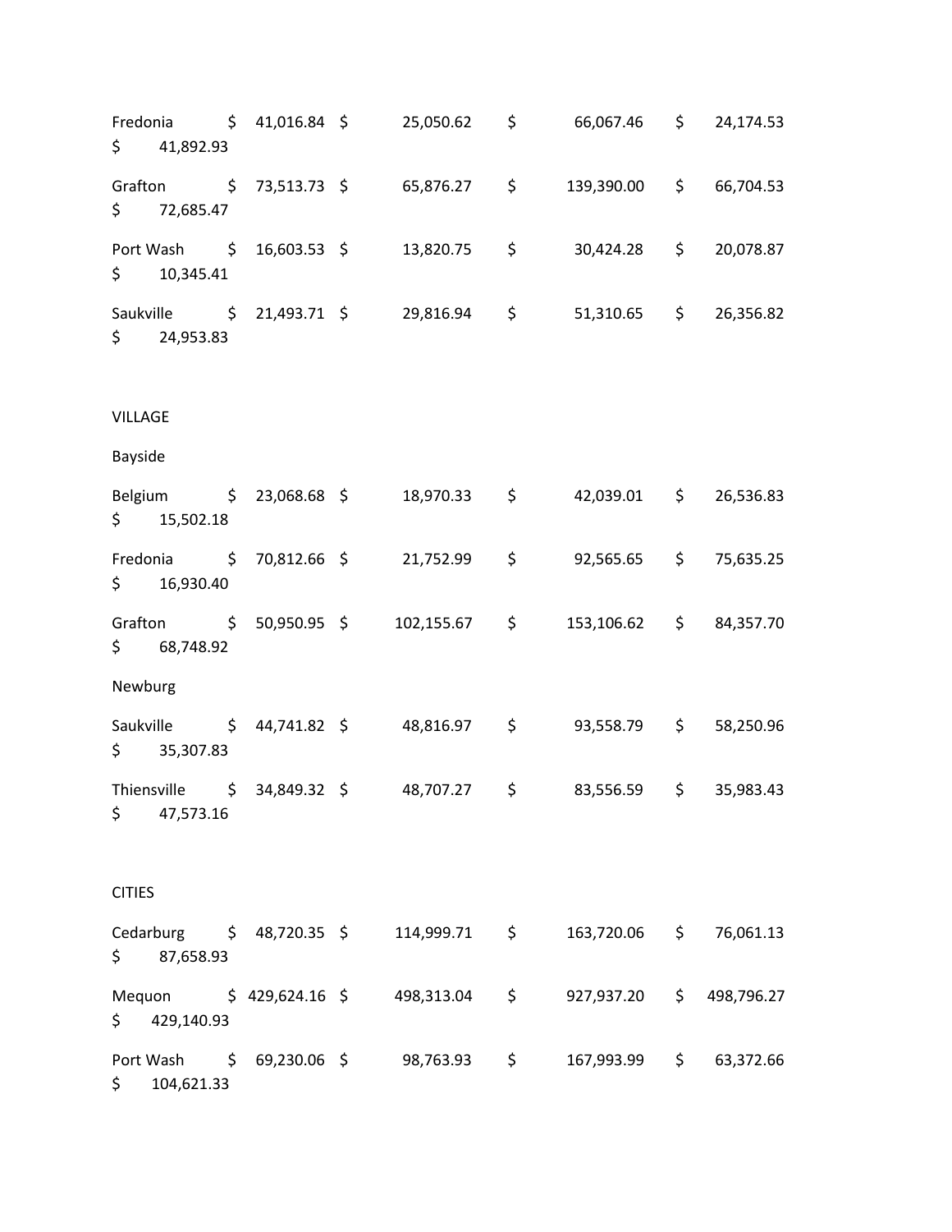| | | | | | |
|---|---|---|---|---|---|
| Fredonia | $ 41,016.84 | $ 25,050.62 | $ 66,067.46 | $ 24,174.53 | $ 41,892.93 |
| Grafton | $ 73,513.73 | $ 65,876.27 | $ 139,390.00 | $ 66,704.53 | $ 72,685.47 |
| Port Wash | $ 16,603.53 | $ 13,820.75 | $ 30,424.28 | $ 20,078.87 | $ 10,345.41 |
| Saukville | $ 21,493.71 | $ 29,816.94 | $ 51,310.65 | $ 26,356.82 | $ 24,953.83 |
| | | | | | |
| VILLAGE | | | | | |
| Bayside | | | | | |
| Belgium | $ 23,068.68 | $ 18,970.33 | $ 42,039.01 | $ 26,536.83 | $ 15,502.18 |
| Fredonia | $ 70,812.66 | $ 21,752.99 | $ 92,565.65 | $ 75,635.25 | $ 16,930.40 |
| Grafton | $ 50,950.95 | $ 102,155.67 | $ 153,106.62 | $ 84,357.70 | $ 68,748.92 |
| Newburg | | | | | |
| Saukville | $ 44,741.82 | $ 48,816.97 | $ 93,558.79 | $ 58,250.96 | $ 35,307.83 |
| Thiensville | $ 34,849.32 | $ 48,707.27 | $ 83,556.59 | $ 35,983.43 | $ 47,573.16 |
| | | | | | |
| CITIES | | | | | |
| Cedarburg | $ 48,720.35 | $ 114,999.71 | $ 163,720.06 | $ 76,061.13 | $ 87,658.93 |
| Mequon | $ 429,624.16 | $ 498,313.04 | $ 927,937.20 | $ 498,796.27 | $ 429,140.93 |
| Port Wash | $ 69,230.06 | $ 98,763.93 | $ 167,993.99 | $ 63,372.66 | $ 104,621.33 |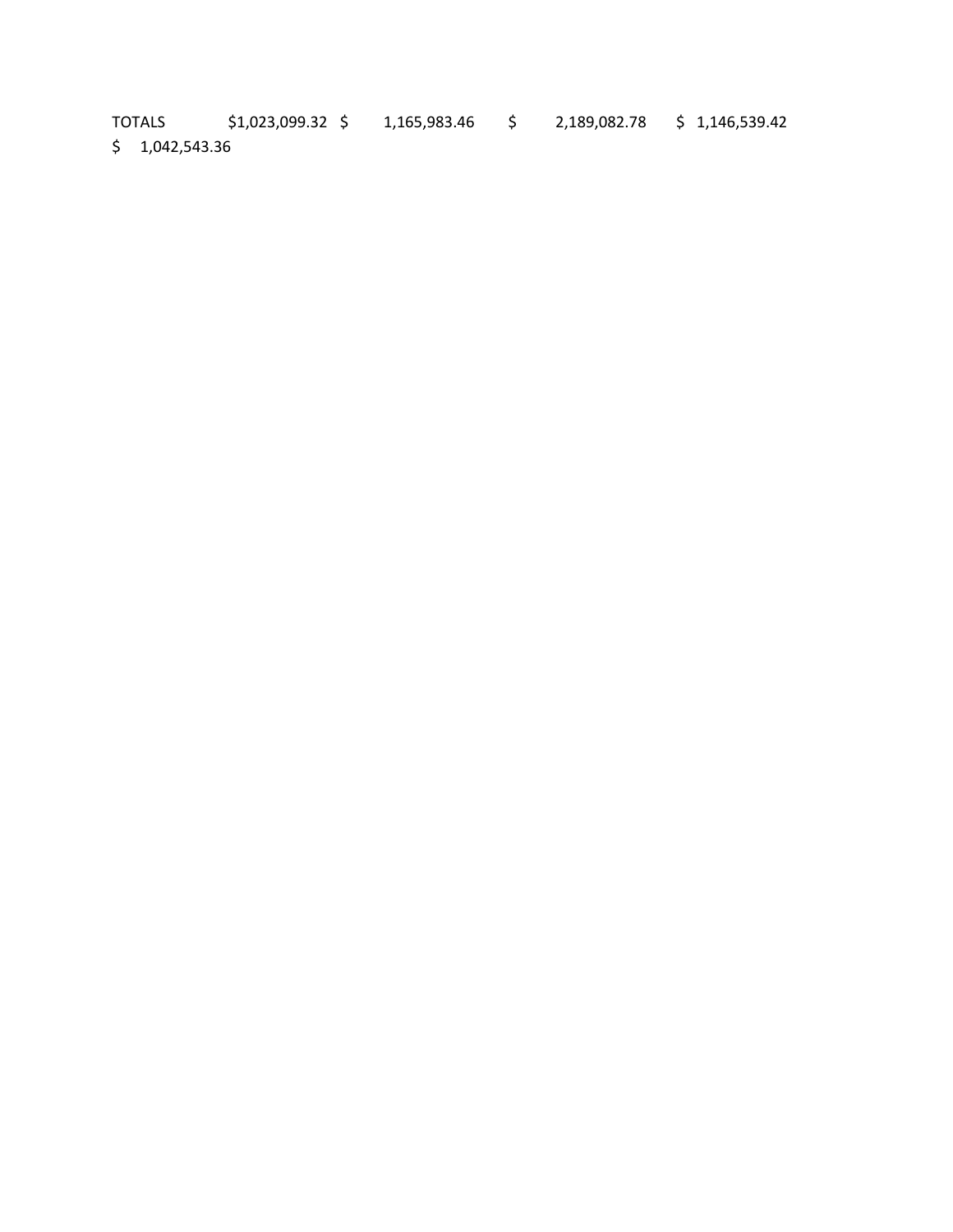| | | | | | |
|---|---|---|---|---|---|
| TOTALS | $1,023,099.32 | $ 1,165,983.46 | $ 2,189,082.78 | $ 1,146,539.42 | $ 1,042,543.36 |